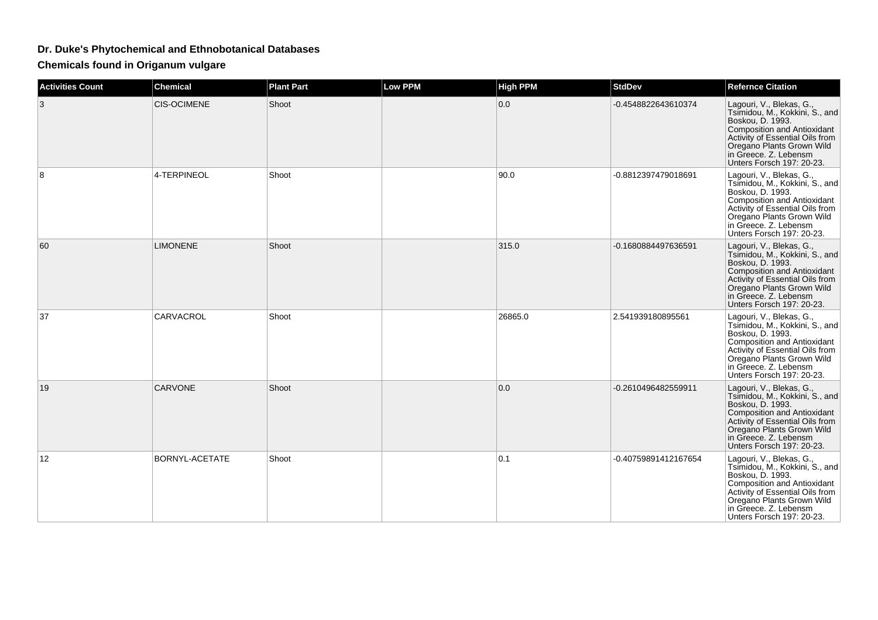# Dr. Duke's Phytochemical and Ethnobotanical Databases

## Chemicals found in Origanum vulgare

| Activities Count | Chemical | Plant Part | Low PPM | High PPM | StdDev | Refernce Citation |
|---|---|---|---|---|---|---|
| 3 | CIS-OCIMENE | Shoot | | 0.0 | -0.4548822643610374 | Lagouri, V., Blekas, G., Tsimidou, M., Kokkini, S., and Boskou, D. 1993. Composition and Antioxidant Activity of Essential Oils from Oregano Plants Grown Wild in Greece. Z. Lebensm Unters Forsch 197: 20-23. |
| 8 | 4-TERPINEOL | Shoot | | 90.0 | -0.8812397479018691 | Lagouri, V., Blekas, G., Tsimidou, M., Kokkini, S., and Boskou, D. 1993. Composition and Antioxidant Activity of Essential Oils from Oregano Plants Grown Wild in Greece. Z. Lebensm Unters Forsch 197: 20-23. |
| 60 | LIMONENE | Shoot | | 315.0 | -0.1680884497636591 | Lagouri, V., Blekas, G., Tsimidou, M., Kokkini, S., and Boskou, D. 1993. Composition and Antioxidant Activity of Essential Oils from Oregano Plants Grown Wild in Greece. Z. Lebensm Unters Forsch 197: 20-23. |
| 37 | CARVACROL | Shoot | | 26865.0 | 2.541939180895561 | Lagouri, V., Blekas, G., Tsimidou, M., Kokkini, S., and Boskou, D. 1993. Composition and Antioxidant Activity of Essential Oils from Oregano Plants Grown Wild in Greece. Z. Lebensm Unters Forsch 197: 20-23. |
| 19 | CARVONE | Shoot | | 0.0 | -0.2610496482559911 | Lagouri, V., Blekas, G., Tsimidou, M., Kokkini, S., and Boskou, D. 1993. Composition and Antioxidant Activity of Essential Oils from Oregano Plants Grown Wild in Greece. Z. Lebensm Unters Forsch 197: 20-23. |
| 12 | BORNYL-ACETATE | Shoot | | 0.1 | -0.40759891412167654 | Lagouri, V., Blekas, G., Tsimidou, M., Kokkini, S., and Boskou, D. 1993. Composition and Antioxidant Activity of Essential Oils from Oregano Plants Grown Wild in Greece. Z. Lebensm Unters Forsch 197: 20-23. |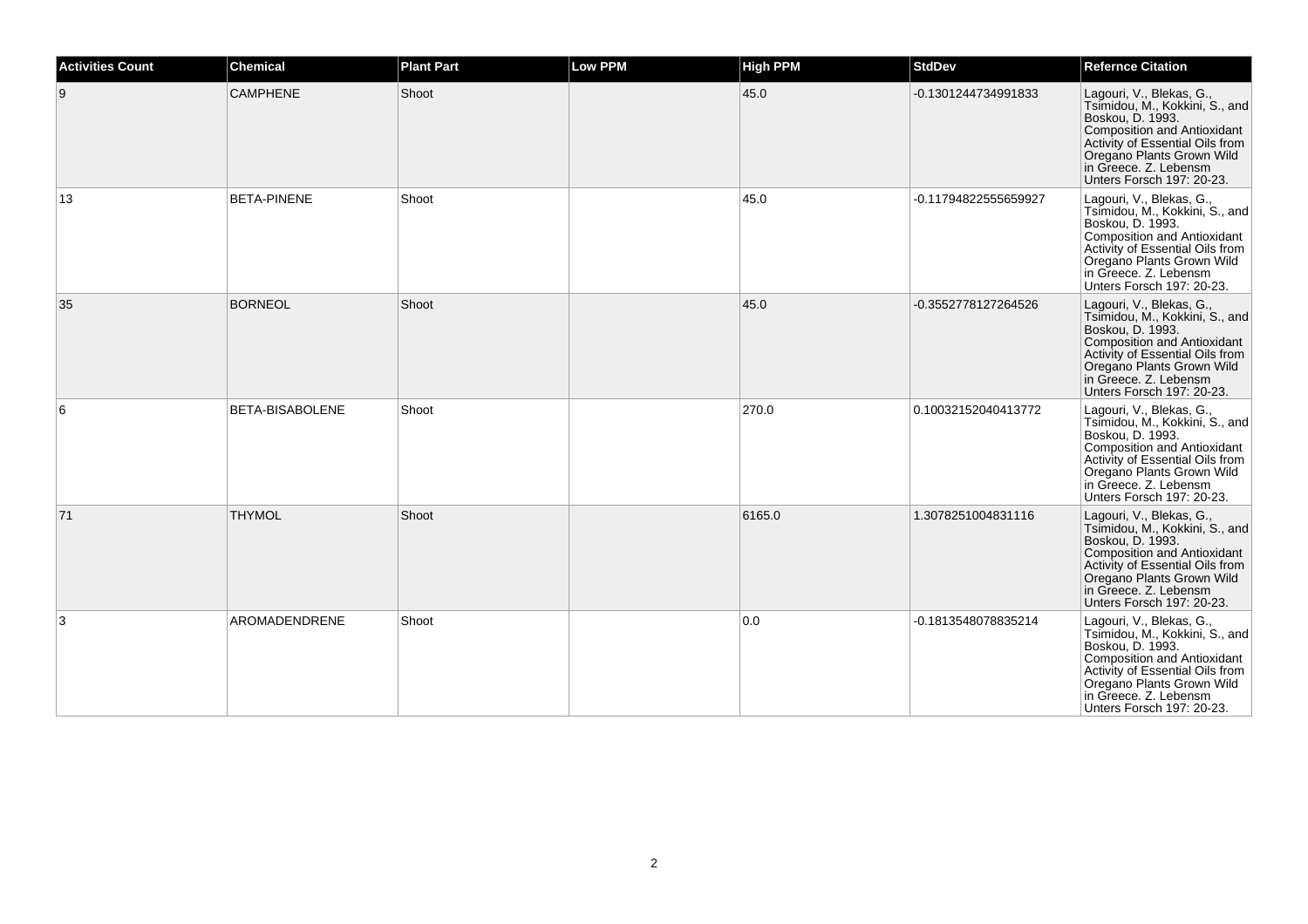| Activities Count | Chemical | Plant Part | Low PPM | High PPM | StdDev | Refernce Citation |
| --- | --- | --- | --- | --- | --- | --- |
| 9 | CAMPHENE | Shoot | | 45.0 | -0.1301244734991833 | Lagouri, V., Blekas, G., Tsimidou, M., Kokkini, S., and Boskou, D. 1993. Composition and Antioxidant Activity of Essential Oils from Oregano Plants Grown Wild in Greece. Z. Lebensm Unters Forsch 197: 20-23. |
| 13 | BETA-PINENE | Shoot | | 45.0 | -0.11794822555659927 | Lagouri, V., Blekas, G., Tsimidou, M., Kokkini, S., and Boskou, D. 1993. Composition and Antioxidant Activity of Essential Oils from Oregano Plants Grown Wild in Greece. Z. Lebensm Unters Forsch 197: 20-23. |
| 35 | BORNEOL | Shoot | | 45.0 | -0.3552778127264526 | Lagouri, V., Blekas, G., Tsimidou, M., Kokkini, S., and Boskou, D. 1993. Composition and Antioxidant Activity of Essential Oils from Oregano Plants Grown Wild in Greece. Z. Lebensm Unters Forsch 197: 20-23. |
| 6 | BETA-BISABOLENE | Shoot | | 270.0 | 0.10032152040413772 | Lagouri, V., Blekas, G., Tsimidou, M., Kokkini, S., and Boskou, D. 1993. Composition and Antioxidant Activity of Essential Oils from Oregano Plants Grown Wild in Greece. Z. Lebensm Unters Forsch 197: 20-23. |
| 71 | THYMOL | Shoot | | 6165.0 | 1.3078251004831116 | Lagouri, V., Blekas, G., Tsimidou, M., Kokkini, S., and Boskou, D. 1993. Composition and Antioxidant Activity of Essential Oils from Oregano Plants Grown Wild in Greece. Z. Lebensm Unters Forsch 197: 20-23. |
| 3 | AROMADENDRENE | Shoot | | 0.0 | -0.1813548078835214 | Lagouri, V., Blekas, G., Tsimidou, M., Kokkini, S., and Boskou, D. 1993. Composition and Antioxidant Activity of Essential Oils from Oregano Plants Grown Wild in Greece. Z. Lebensm Unters Forsch 197: 20-23. |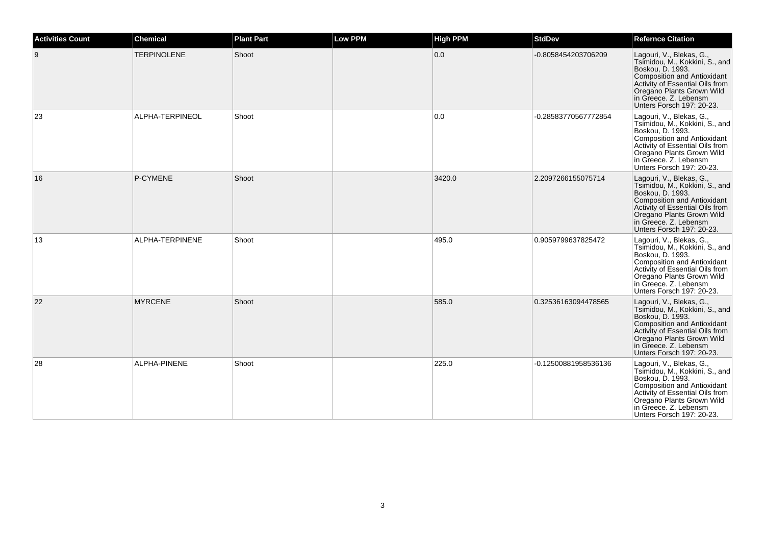| Activities Count | Chemical | Plant Part | Low PPM | High PPM | StdDev | Refernce Citation |
|---|---|---|---|---|---|---|
| 9 | TERPINOLENE | Shoot | | 0.0 | -0.8058454203706209 | Lagouri, V., Blekas, G., Tsimidou, M., Kokkini, S., and Boskou, D. 1993. Composition and Antioxidant Activity of Essential Oils from Oregano Plants Grown Wild in Greece. Z. Lebensm Unters Forsch 197: 20-23. |
| 23 | ALPHA-TERPINEOL | Shoot | | 0.0 | -0.28583770567772854 | Lagouri, V., Blekas, G., Tsimidou, M., Kokkini, S., and Boskou, D. 1993. Composition and Antioxidant Activity of Essential Oils from Oregano Plants Grown Wild in Greece. Z. Lebensm Unters Forsch 197: 20-23. |
| 16 | P-CYMENE | Shoot | | 3420.0 | 2.2097266155075714 | Lagouri, V., Blekas, G., Tsimidou, M., Kokkini, S., and Boskou, D. 1993. Composition and Antioxidant Activity of Essential Oils from Oregano Plants Grown Wild in Greece. Z. Lebensm Unters Forsch 197: 20-23. |
| 13 | ALPHA-TERPINENE | Shoot | | 495.0 | 0.9059799637825472 | Lagouri, V., Blekas, G., Tsimidou, M., Kokkini, S., and Boskou, D. 1993. Composition and Antioxidant Activity of Essential Oils from Oregano Plants Grown Wild in Greece. Z. Lebensm Unters Forsch 197: 20-23. |
| 22 | MYRCENE | Shoot | | 585.0 | 0.32536163094478565 | Lagouri, V., Blekas, G., Tsimidou, M., Kokkini, S., and Boskou, D. 1993. Composition and Antioxidant Activity of Essential Oils from Oregano Plants Grown Wild in Greece. Z. Lebensm Unters Forsch 197: 20-23. |
| 28 | ALPHA-PINENE | Shoot | | 225.0 | -0.12500881958536136 | Lagouri, V., Blekas, G., Tsimidou, M., Kokkini, S., and Boskou, D. 1993. Composition and Antioxidant Activity of Essential Oils from Oregano Plants Grown Wild in Greece. Z. Lebensm Unters Forsch 197: 20-23. |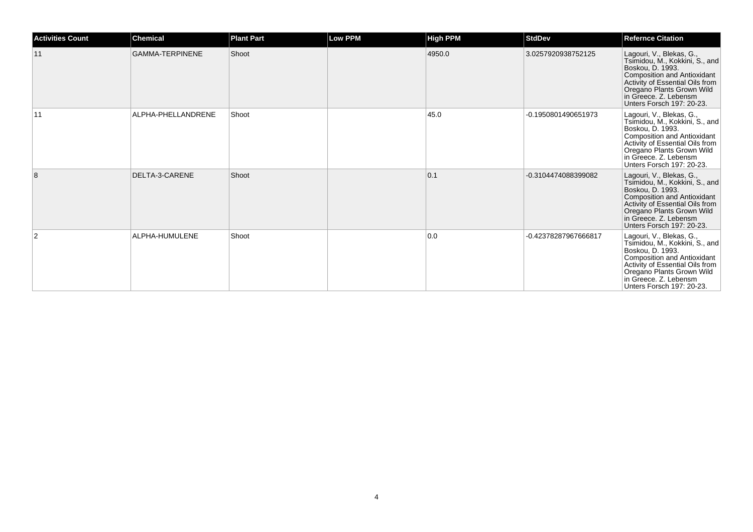| Activities Count | Chemical | Plant Part | Low PPM | High PPM | StdDev | Refernce Citation |
| --- | --- | --- | --- | --- | --- | --- |
| 11 | GAMMA-TERPINENE | Shoot | | 4950.0 | 3.0257920938752125 | Lagouri, V., Blekas, G., Tsimidou, M., Kokkini, S., and Boskou, D. 1993. Composition and Antioxidant Activity of Essential Oils from Oregano Plants Grown Wild in Greece. Z. Lebensm Unters Forsch 197: 20-23. |
| 11 | ALPHA-PHELLANDRENE | Shoot | | 45.0 | -0.1950801490651973 | Lagouri, V., Blekas, G., Tsimidou, M., Kokkini, S., and Boskou, D. 1993. Composition and Antioxidant Activity of Essential Oils from Oregano Plants Grown Wild in Greece. Z. Lebensm Unters Forsch 197: 20-23. |
| 8 | DELTA-3-CARENE | Shoot | | 0.1 | -0.3104474088399082 | Lagouri, V., Blekas, G., Tsimidou, M., Kokkini, S., and Boskou, D. 1993. Composition and Antioxidant Activity of Essential Oils from Oregano Plants Grown Wild in Greece. Z. Lebensm Unters Forsch 197: 20-23. |
| 2 | ALPHA-HUMULENE | Shoot | | 0.0 | -0.42378287967666817 | Lagouri, V., Blekas, G., Tsimidou, M., Kokkini, S., and Boskou, D. 1993. Composition and Antioxidant Activity of Essential Oils from Oregano Plants Grown Wild in Greece. Z. Lebensm Unters Forsch 197: 20-23. |